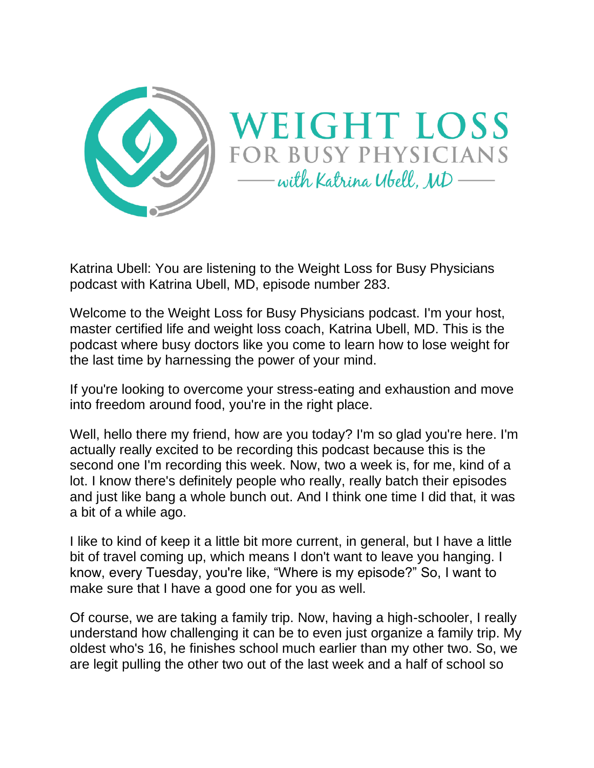# WEIGHT LOSS FOR BUSY PHYSICIANS

## with Katrina Ubell, MD

Katrina Ubell: You are listening to the Weight Loss for Busy Physicians podcast with Katrina Ubell, MD, episode number 283.

Welcome to the Weight Loss for Busy Physicians podcast. I'm your host, master certified life and weight loss coach, Katrina Ubell, MD. This is the podcast where busy doctors like you come to learn how to lose weight for the last time by harnessing the power of your mind.

If you're looking to overcome your stress-eating and exhaustion and move into freedom around food, you're in the right place.

Well, hello there my friend, how are you today? I'm so glad you're here. I'm actually really excited to be recording this podcast because this is the second one I'm recording this week. Now, two a week is, for me, kind of a lot. I know there's definitely people who really, really batch their episodes and just like bang a whole bunch out. And I think one time I did that, it was a bit of a while ago.

I like to kind of keep it a little bit more current, in general, but I have a little bit of travel coming up, which means I don't want to leave you hanging. I know, every Tuesday, you're like, "Where is my episode?" So, I want to make sure that I have a good one for you as well.

Of course, we are taking a family trip. Now, having a high-schooler, I really understand how challenging it can be to even just organize a family trip. My oldest who's 16, he finishes school much earlier than my other two. So, we are legit pulling the other two out of the last week and a half of school so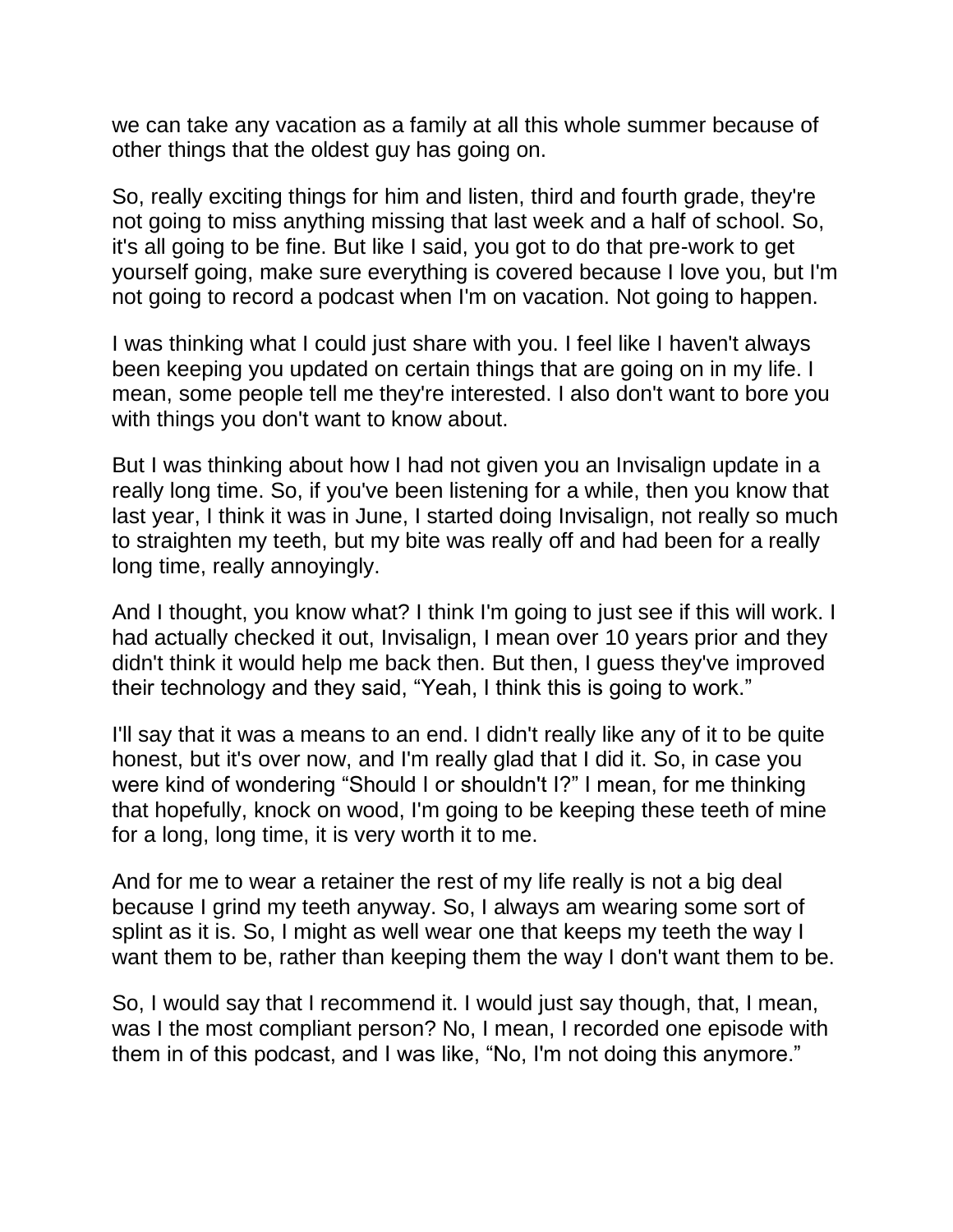we can take any vacation as a family at all this whole summer because of other things that the oldest guy has going on.

So, really exciting things for him and listen, third and fourth grade, they're not going to miss anything missing that last week and a half of school. So, it's all going to be fine. But like I said, you got to do that pre-work to get yourself going, make sure everything is covered because I love you, but I'm not going to record a podcast when I'm on vacation. Not going to happen.

I was thinking what I could just share with you. I feel like I haven't always been keeping you updated on certain things that are going on in my life. I mean, some people tell me they're interested. I also don't want to bore you with things you don't want to know about.

But I was thinking about how I had not given you an Invisalign update in a really long time. So, if you've been listening for a while, then you know that last year, I think it was in June, I started doing Invisalign, not really so much to straighten my teeth, but my bite was really off and had been for a really long time, really annoyingly.

And I thought, you know what? I think I'm going to just see if this will work. I had actually checked it out, Invisalign, I mean over 10 years prior and they didn't think it would help me back then. But then, I guess they've improved their technology and they said, "Yeah, I think this is going to work."

I'll say that it was a means to an end. I didn't really like any of it to be quite honest, but it's over now, and I'm really glad that I did it. So, in case you were kind of wondering "Should I or shouldn't I?" I mean, for me thinking that hopefully, knock on wood, I'm going to be keeping these teeth of mine for a long, long time, it is very worth it to me.

And for me to wear a retainer the rest of my life really is not a big deal because I grind my teeth anyway. So, I always am wearing some sort of splint as it is. So, I might as well wear one that keeps my teeth the way I want them to be, rather than keeping them the way I don't want them to be.

So, I would say that I recommend it. I would just say though, that, I mean, was I the most compliant person? No, I mean, I recorded one episode with them in of this podcast, and I was like, "No, I'm not doing this anymore."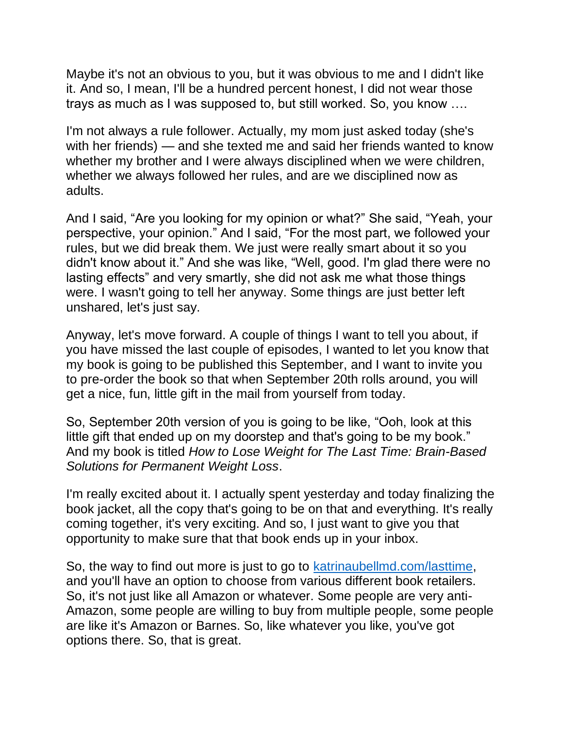Maybe it's not an obvious to you, but it was obvious to me and I didn't like it. And so, I mean, I'll be a hundred percent honest, I did not wear those trays as much as I was supposed to, but still worked. So, you know ….

I'm not always a rule follower. Actually, my mom just asked today (she's with her friends) — and she texted me and said her friends wanted to know whether my brother and I were always disciplined when we were children, whether we always followed her rules, and are we disciplined now as adults.

And I said, "Are you looking for my opinion or what?" She said, "Yeah, your perspective, your opinion." And I said, "For the most part, we followed your rules, but we did break them. We just were really smart about it so you didn't know about it." And she was like, "Well, good. I'm glad there were no lasting effects" and very smartly, she did not ask me what those things were. I wasn't going to tell her anyway. Some things are just better left unshared, let's just say.

Anyway, let's move forward. A couple of things I want to tell you about, if you have missed the last couple of episodes, I wanted to let you know that my book is going to be published this September, and I want to invite you to pre-order the book so that when September 20th rolls around, you will get a nice, fun, little gift in the mail from yourself from today.

So, September 20th version of you is going to be like, "Ooh, look at this little gift that ended up on my doorstep and that's going to be my book." And my book is titled *How to Lose Weight for The Last Time: Brain-Based Solutions for Permanent Weight Loss*.

I'm really excited about it. I actually spent yesterday and today finalizing the book jacket, all the copy that's going to be on that and everything. It's really coming together, it's very exciting. And so, I just want to give you that opportunity to make sure that that book ends up in your inbox.

So, the way to find out more is just to go to [katrinaubellmd.com/lasttime](katrinaubellmd.com/lasttime), and you'll have an option to choose from various different book retailers. So, it's not just like all Amazon or whatever. Some people are very anti-Amazon, some people are willing to buy from multiple people, some people are like it's Amazon or Barnes. So, like whatever you like, you've got options there. So, that is great.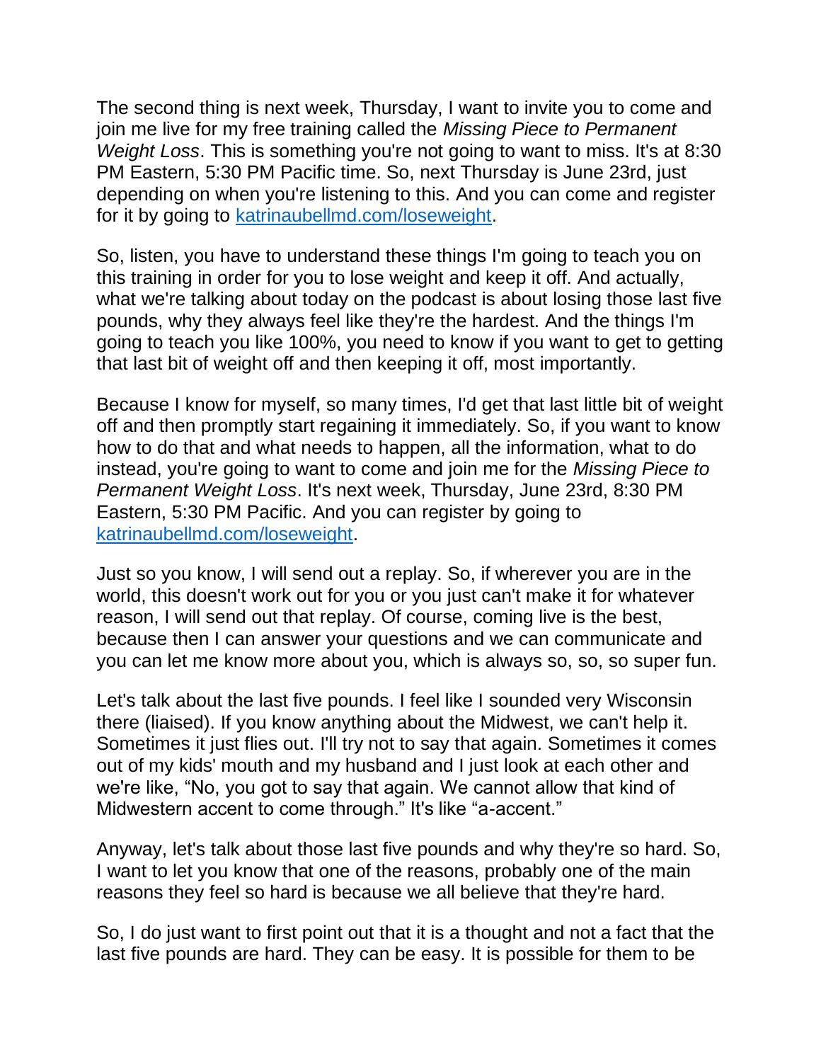The second thing is next week, Thursday, I want to invite you to come and join me live for my free training called the *Missing Piece to Permanent Weight Loss*. This is something you're not going to want to miss. It's at 8:30 PM Eastern, 5:30 PM Pacific time. So, next Thursday is June 23rd, just depending on when you're listening to this. And you can come and register for it by going to [katrinaubellmd.com/loseweight](katrinaubellmd.com/loseweight).

So, listen, you have to understand these things I'm going to teach you on this training in order for you to lose weight and keep it off. And actually, what we're talking about today on the podcast is about losing those last five pounds, why they always feel like they're the hardest. And the things I'm going to teach you like 100%, you need to know if you want to get to getting that last bit of weight off and then keeping it off, most importantly.

Because I know for myself, so many times, I'd get that last little bit of weight off and then promptly start regaining it immediately. So, if you want to know how to do that and what needs to happen, all the information, what to do instead, you're going to want to come and join me for the *Missing Piece to Permanent Weight Loss*. It's next week, Thursday, June 23rd, 8:30 PM Eastern, 5:30 PM Pacific. And you can register by going to [katrinaubellmd.com/loseweight](katrinaubellmd.com/loseweight).

Just so you know, I will send out a replay. So, if wherever you are in the world, this doesn't work out for you or you just can't make it for whatever reason, I will send out that replay. Of course, coming live is the best, because then I can answer your questions and we can communicate and you can let me know more about you, which is always so, so, so super fun.

Let's talk about the last five pounds. I feel like I sounded very Wisconsin there (liaised). If you know anything about the Midwest, we can't help it. Sometimes it just flies out. I'll try not to say that again. Sometimes it comes out of my kids' mouth and my husband and I just look at each other and we're like, "No, you got to say that again. We cannot allow that kind of Midwestern accent to come through." It's like "a-accent."

Anyway, let's talk about those last five pounds and why they're so hard. So, I want to let you know that one of the reasons, probably one of the main reasons they feel so hard is because we all believe that they're hard.

So, I do just want to first point out that it is a thought and not a fact that the last five pounds are hard. They can be easy. It is possible for them to be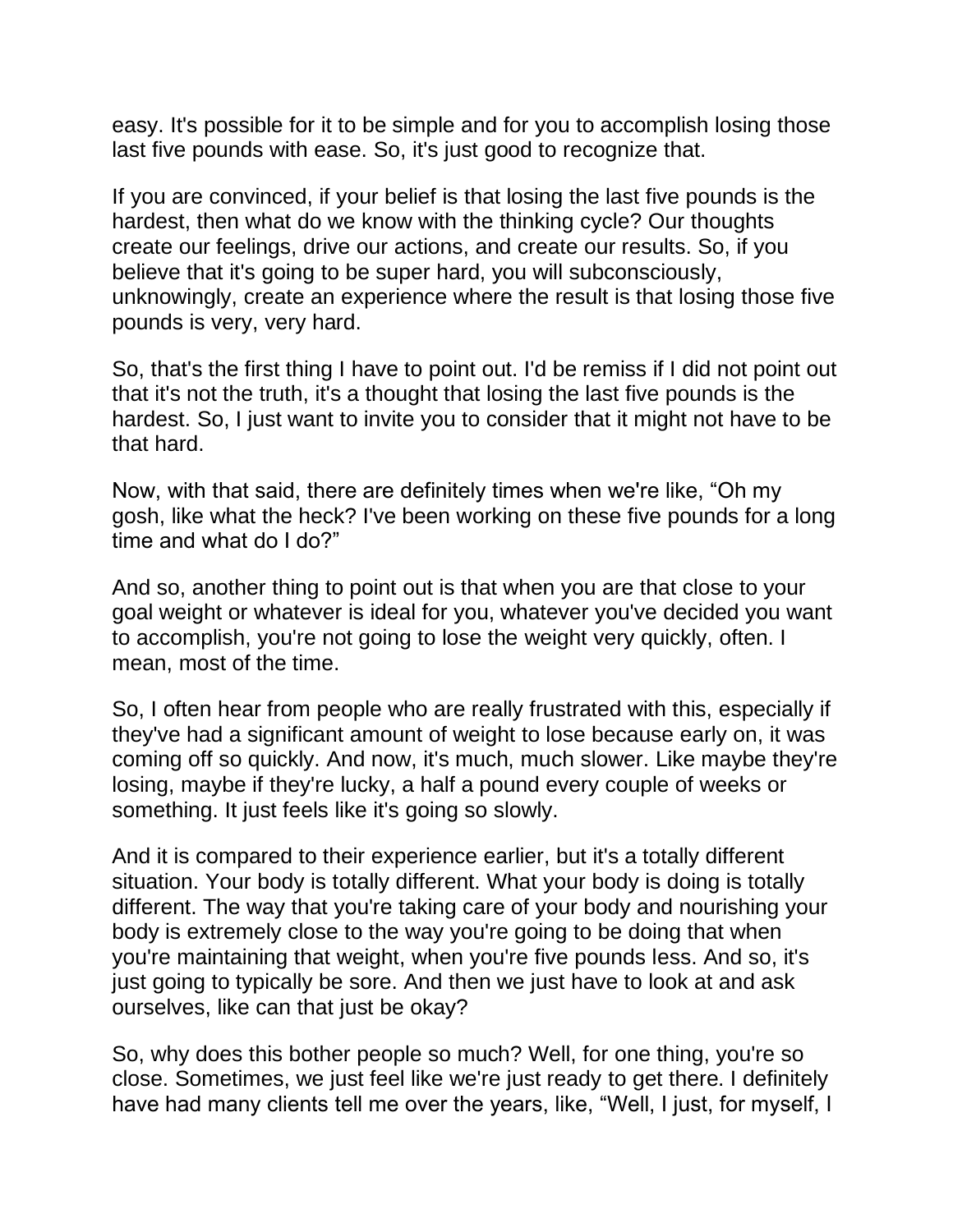easy. It's possible for it to be simple and for you to accomplish losing those last five pounds with ease. So, it's just good to recognize that.

If you are convinced, if your belief is that losing the last five pounds is the hardest, then what do we know with the thinking cycle? Our thoughts create our feelings, drive our actions, and create our results. So, if you believe that it's going to be super hard, you will subconsciously, unknowingly, create an experience where the result is that losing those five pounds is very, very hard.

So, that's the first thing I have to point out. I'd be remiss if I did not point out that it's not the truth, it's a thought that losing the last five pounds is the hardest. So, I just want to invite you to consider that it might not have to be that hard.

Now, with that said, there are definitely times when we're like, "Oh my gosh, like what the heck? I've been working on these five pounds for a long time and what do I do?"

And so, another thing to point out is that when you are that close to your goal weight or whatever is ideal for you, whatever you've decided you want to accomplish, you're not going to lose the weight very quickly, often. I mean, most of the time.

So, I often hear from people who are really frustrated with this, especially if they've had a significant amount of weight to lose because early on, it was coming off so quickly. And now, it's much, much slower. Like maybe they're losing, maybe if they're lucky, a half a pound every couple of weeks or something. It just feels like it's going so slowly.

And it is compared to their experience earlier, but it's a totally different situation. Your body is totally different. What your body is doing is totally different. The way that you're taking care of your body and nourishing your body is extremely close to the way you're going to be doing that when you're maintaining that weight, when you're five pounds less. And so, it's just going to typically be sore. And then we just have to look at and ask ourselves, like can that just be okay?

So, why does this bother people so much? Well, for one thing, you're so close. Sometimes, we just feel like we're just ready to get there. I definitely have had many clients tell me over the years, like, "Well, I just, for myself, I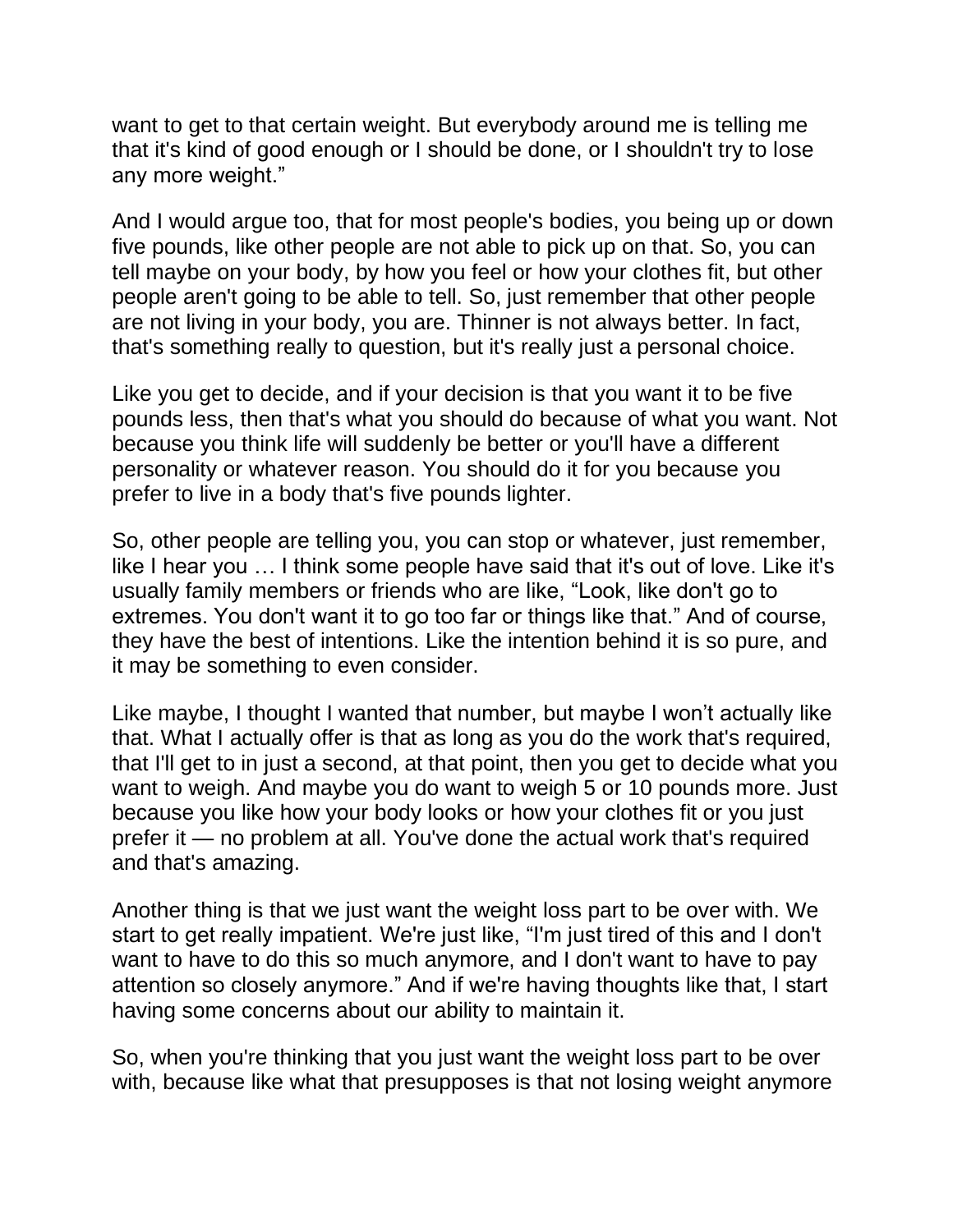want to get to that certain weight. But everybody around me is telling me that it's kind of good enough or I should be done, or I shouldn't try to lose any more weight."

And I would argue too, that for most people's bodies, you being up or down five pounds, like other people are not able to pick up on that. So, you can tell maybe on your body, by how you feel or how your clothes fit, but other people aren't going to be able to tell. So, just remember that other people are not living in your body, you are. Thinner is not always better. In fact, that's something really to question, but it's really just a personal choice.

Like you get to decide, and if your decision is that you want it to be five pounds less, then that's what you should do because of what you want. Not because you think life will suddenly be better or you'll have a different personality or whatever reason. You should do it for you because you prefer to live in a body that's five pounds lighter.

So, other people are telling you, you can stop or whatever, just remember, like I hear you … I think some people have said that it's out of love. Like it's usually family members or friends who are like, "Look, like don't go to extremes. You don't want it to go too far or things like that." And of course, they have the best of intentions. Like the intention behind it is so pure, and it may be something to even consider.

Like maybe, I thought I wanted that number, but maybe I won't actually like that. What I actually offer is that as long as you do the work that's required, that I'll get to in just a second, at that point, then you get to decide what you want to weigh. And maybe you do want to weigh 5 or 10 pounds more. Just because you like how your body looks or how your clothes fit or you just prefer it — no problem at all. You've done the actual work that's required and that's amazing.

Another thing is that we just want the weight loss part to be over with. We start to get really impatient. We're just like, "I'm just tired of this and I don't want to have to do this so much anymore, and I don't want to have to pay attention so closely anymore." And if we're having thoughts like that, I start having some concerns about our ability to maintain it.

So, when you're thinking that you just want the weight loss part to be over with, because like what that presupposes is that not losing weight anymore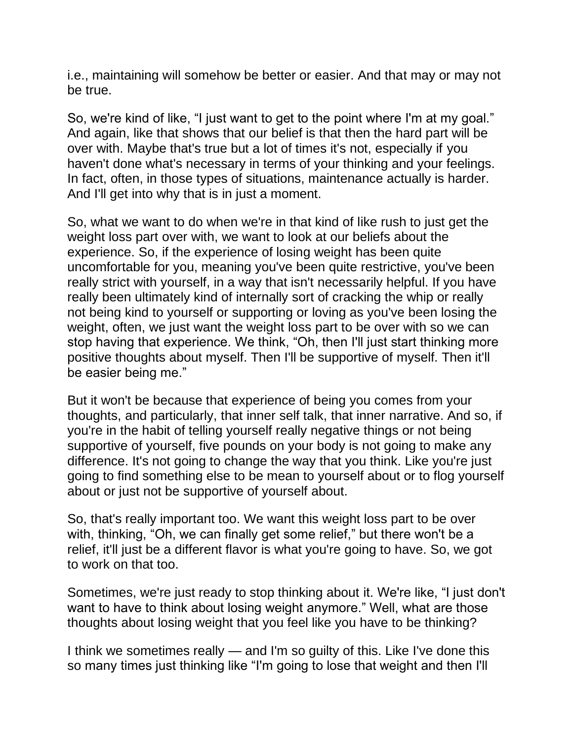i.e., maintaining will somehow be better or easier. And that may or may not be true.

So, we're kind of like, "I just want to get to the point where I'm at my goal." And again, like that shows that our belief is that then the hard part will be over with. Maybe that's true but a lot of times it's not, especially if you haven't done what's necessary in terms of your thinking and your feelings. In fact, often, in those types of situations, maintenance actually is harder. And I'll get into why that is in just a moment.

So, what we want to do when we're in that kind of like rush to just get the weight loss part over with, we want to look at our beliefs about the experience. So, if the experience of losing weight has been quite uncomfortable for you, meaning you've been quite restrictive, you've been really strict with yourself, in a way that isn't necessarily helpful. If you have really been ultimately kind of internally sort of cracking the whip or really not being kind to yourself or supporting or loving as you've been losing the weight, often, we just want the weight loss part to be over with so we can stop having that experience. We think, "Oh, then I'll just start thinking more positive thoughts about myself. Then I'll be supportive of myself. Then it'll be easier being me."

But it won't be because that experience of being you comes from your thoughts, and particularly, that inner self talk, that inner narrative. And so, if you're in the habit of telling yourself really negative things or not being supportive of yourself, five pounds on your body is not going to make any difference. It's not going to change the way that you think. Like you're just going to find something else to be mean to yourself about or to flog yourself about or just not be supportive of yourself about.

So, that's really important too. We want this weight loss part to be over with, thinking, "Oh, we can finally get some relief," but there won't be a relief, it'll just be a different flavor is what you're going to have. So, we got to work on that too.

Sometimes, we're just ready to stop thinking about it. We're like, "I just don't want to have to think about losing weight anymore." Well, what are those thoughts about losing weight that you feel like you have to be thinking?

I think we sometimes really — and I'm so guilty of this. Like I've done this so many times just thinking like "I'm going to lose that weight and then I'll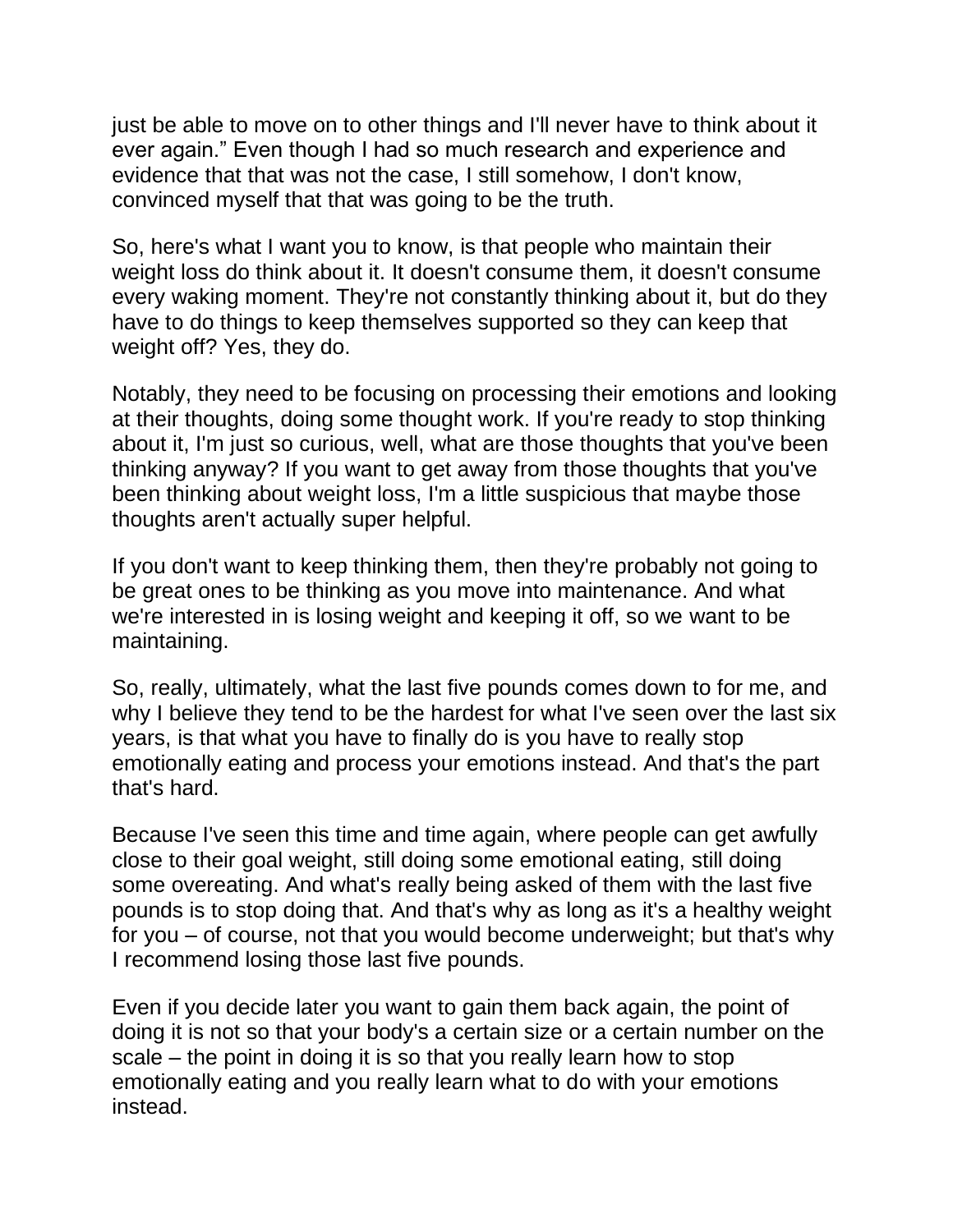just be able to move on to other things and I'll never have to think about it ever again." Even though I had so much research and experience and evidence that that was not the case, I still somehow, I don't know, convinced myself that that was going to be the truth.

So, here's what I want you to know, is that people who maintain their weight loss do think about it. It doesn't consume them, it doesn't consume every waking moment. They're not constantly thinking about it, but do they have to do things to keep themselves supported so they can keep that weight off? Yes, they do.

Notably, they need to be focusing on processing their emotions and looking at their thoughts, doing some thought work. If you're ready to stop thinking about it, I'm just so curious, well, what are those thoughts that you've been thinking anyway? If you want to get away from those thoughts that you've been thinking about weight loss, I'm a little suspicious that maybe those thoughts aren't actually super helpful.

If you don't want to keep thinking them, then they're probably not going to be great ones to be thinking as you move into maintenance. And what we're interested in is losing weight and keeping it off, so we want to be maintaining.

So, really, ultimately, what the last five pounds comes down to for me, and why I believe they tend to be the hardest for what I've seen over the last six years, is that what you have to finally do is you have to really stop emotionally eating and process your emotions instead. And that's the part that's hard.

Because I've seen this time and time again, where people can get awfully close to their goal weight, still doing some emotional eating, still doing some overeating. And what's really being asked of them with the last five pounds is to stop doing that. And that's why as long as it's a healthy weight for you – of course, not that you would become underweight; but that's why I recommend losing those last five pounds.

Even if you decide later you want to gain them back again, the point of doing it is not so that your body's a certain size or a certain number on the scale – the point in doing it is so that you really learn how to stop emotionally eating and you really learn what to do with your emotions instead.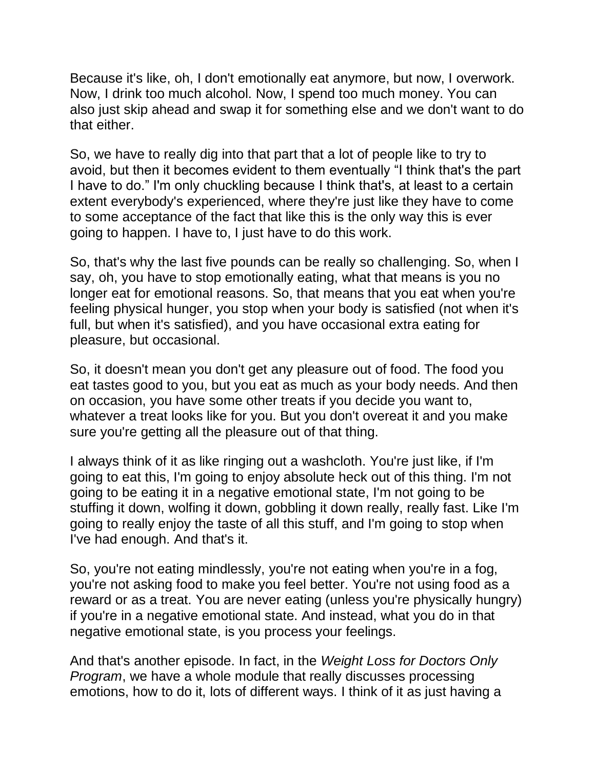Because it's like, oh, I don't emotionally eat anymore, but now, I overwork. Now, I drink too much alcohol. Now, I spend too much money. You can also just skip ahead and swap it for something else and we don't want to do that either.

So, we have to really dig into that part that a lot of people like to try to avoid, but then it becomes evident to them eventually "I think that's the part I have to do." I'm only chuckling because I think that's, at least to a certain extent everybody's experienced, where they're just like they have to come to some acceptance of the fact that like this is the only way this is ever going to happen. I have to, I just have to do this work.

So, that's why the last five pounds can be really so challenging. So, when I say, oh, you have to stop emotionally eating, what that means is you no longer eat for emotional reasons. So, that means that you eat when you're feeling physical hunger, you stop when your body is satisfied (not when it's full, but when it's satisfied), and you have occasional extra eating for pleasure, but occasional.

So, it doesn't mean you don't get any pleasure out of food. The food you eat tastes good to you, but you eat as much as your body needs. And then on occasion, you have some other treats if you decide you want to, whatever a treat looks like for you. But you don't overeat it and you make sure you're getting all the pleasure out of that thing.

I always think of it as like ringing out a washcloth. You're just like, if I'm going to eat this, I'm going to enjoy absolute heck out of this thing. I'm not going to be eating it in a negative emotional state, I'm not going to be stuffing it down, wolfing it down, gobbling it down really, really fast. Like I'm going to really enjoy the taste of all this stuff, and I'm going to stop when I've had enough. And that's it.

So, you're not eating mindlessly, you're not eating when you're in a fog, you're not asking food to make you feel better. You're not using food as a reward or as a treat. You are never eating (unless you're physically hungry) if you're in a negative emotional state. And instead, what you do in that negative emotional state, is you process your feelings.

And that's another episode. In fact, in the *Weight Loss for Doctors Only Program*, we have a whole module that really discusses processing emotions, how to do it, lots of different ways. I think of it as just having a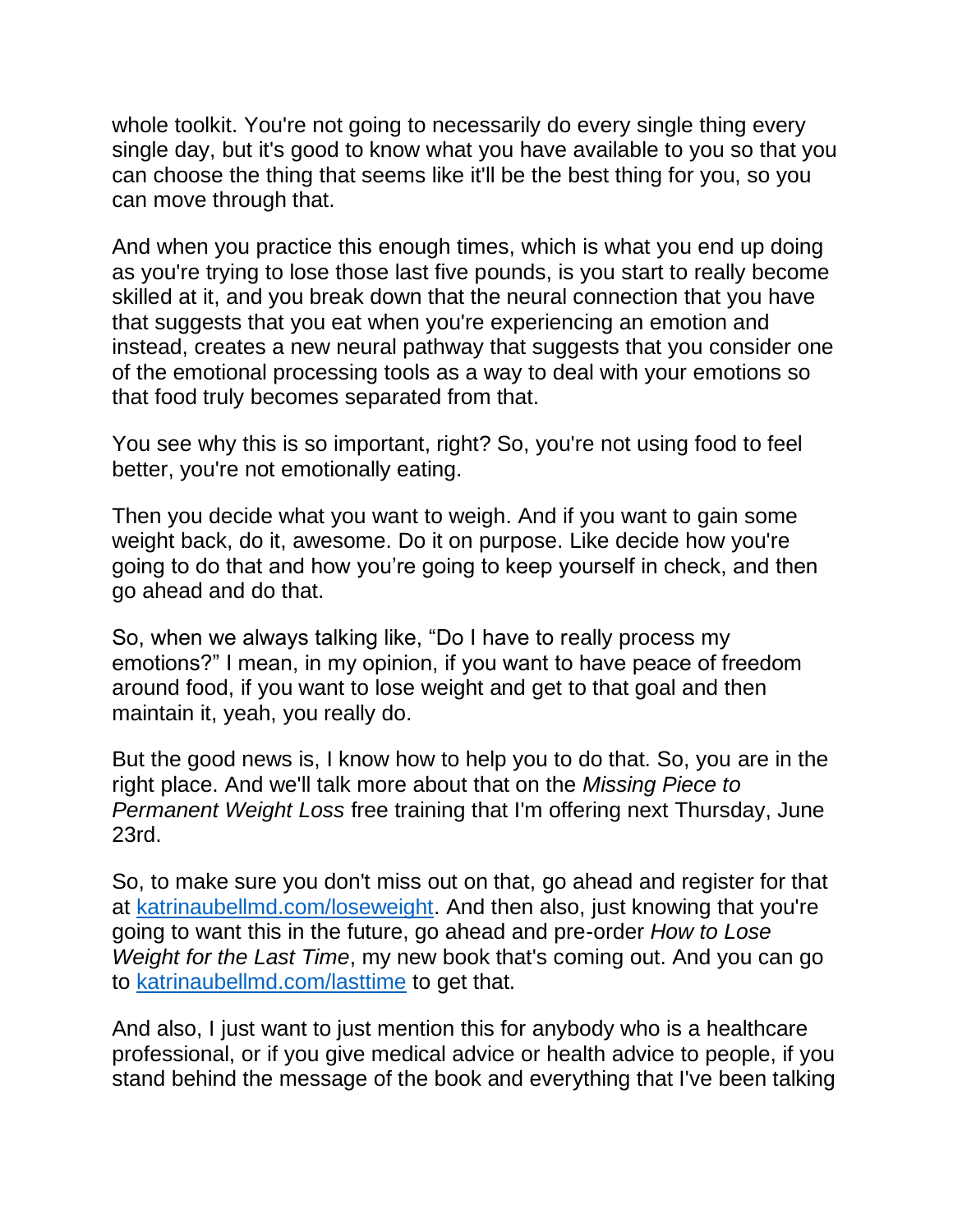whole toolkit. You're not going to necessarily do every single thing every single day, but it's good to know what you have available to you so that you can choose the thing that seems like it'll be the best thing for you, so you can move through that.

And when you practice this enough times, which is what you end up doing as you're trying to lose those last five pounds, is you start to really become skilled at it, and you break down that the neural connection that you have that suggests that you eat when you're experiencing an emotion and instead, creates a new neural pathway that suggests that you consider one of the emotional processing tools as a way to deal with your emotions so that food truly becomes separated from that.

You see why this is so important, right? So, you're not using food to feel better, you're not emotionally eating.

Then you decide what you want to weigh. And if you want to gain some weight back, do it, awesome. Do it on purpose. Like decide how you're going to do that and how you're going to keep yourself in check, and then go ahead and do that.

So, when we always talking like, "Do I have to really process my emotions?" I mean, in my opinion, if you want to have peace of freedom around food, if you want to lose weight and get to that goal and then maintain it, yeah, you really do.

But the good news is, I know how to help you to do that. So, you are in the right place. And we'll talk more about that on the *Missing Piece to Permanent Weight Loss* free training that I'm offering next Thursday, June 23rd.

So, to make sure you don't miss out on that, go ahead and register for that at [katrinaubellmd.com/loseweight](katrinaubellmd.com/loseweight). And then also, just knowing that you're going to want this in the future, go ahead and pre-order *How to Lose Weight for the Last Time*, my new book that's coming out. And you can go to [katrinaubellmd.com/lasttime](katrinaubellmd.com/lasttime) to get that.

And also, I just want to just mention this for anybody who is a healthcare professional, or if you give medical advice or health advice to people, if you stand behind the message of the book and everything that I've been talking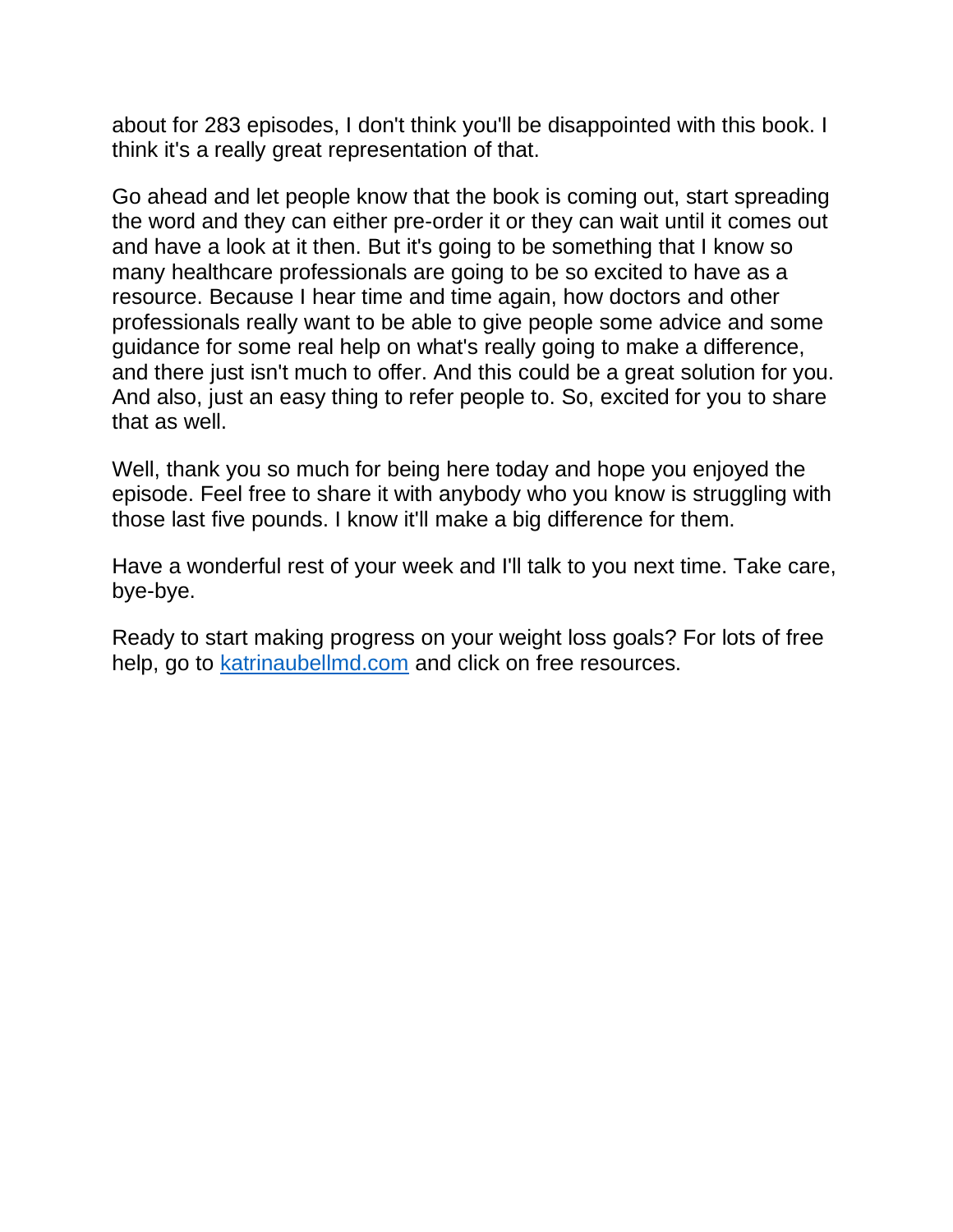about for 283 episodes, I don't think you'll be disappointed with this book. I think it's a really great representation of that.

Go ahead and let people know that the book is coming out, start spreading the word and they can either pre-order it or they can wait until it comes out and have a look at it then. But it's going to be something that I know so many healthcare professionals are going to be so excited to have as a resource. Because I hear time and time again, how doctors and other professionals really want to be able to give people some advice and some guidance for some real help on what's really going to make a difference, and there just isn't much to offer. And this could be a great solution for you. And also, just an easy thing to refer people to. So, excited for you to share that as well.

Well, thank you so much for being here today and hope you enjoyed the episode. Feel free to share it with anybody who you know is struggling with those last five pounds. I know it'll make a big difference for them.

Have a wonderful rest of your week and I'll talk to you next time. Take care, bye-bye.

Ready to start making progress on your weight loss goals? For lots of free help, go to [katrinaubellmd.com](katrinaubellmd.com) and click on free resources.